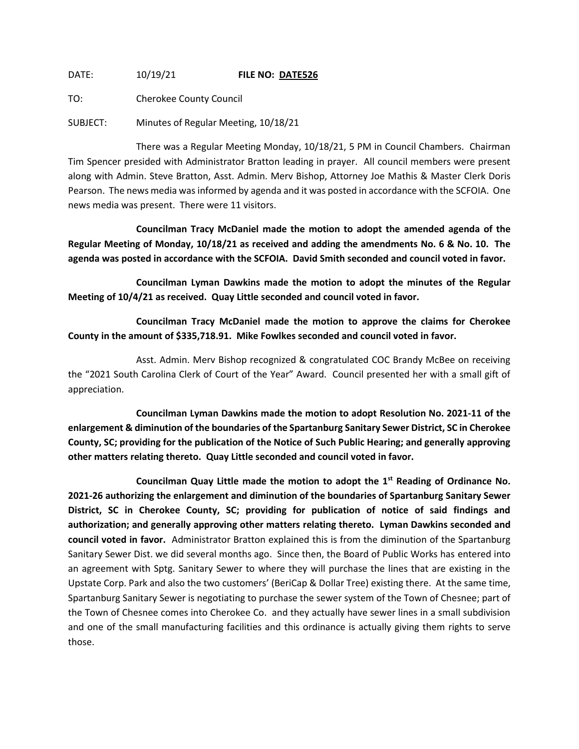DATE: 10/19/21 **FILE NO: DATE526**

TO: Cherokee County Council

SUBJECT: Minutes of Regular Meeting, 10/18/21

There was a Regular Meeting Monday, 10/18/21, 5 PM in Council Chambers. Chairman Tim Spencer presided with Administrator Bratton leading in prayer. All council members were present along with Admin. Steve Bratton, Asst. Admin. Merv Bishop, Attorney Joe Mathis & Master Clerk Doris Pearson. The news media was informed by agenda and it was posted in accordance with the SCFOIA. One news media was present. There were 11 visitors.

**Councilman Tracy McDaniel made the motion to adopt the amended agenda of the Regular Meeting of Monday, 10/18/21 as received and adding the amendments No. 6 & No. 10. The agenda was posted in accordance with the SCFOIA. David Smith seconded and council voted in favor.**

**Councilman Lyman Dawkins made the motion to adopt the minutes of the Regular Meeting of 10/4/21 as received. Quay Little seconded and council voted in favor.**

**Councilman Tracy McDaniel made the motion to approve the claims for Cherokee County in the amount of $335,718.91. Mike Fowlkes seconded and council voted in favor.**

Asst. Admin. Merv Bishop recognized & congratulated COC Brandy McBee on receiving the "2021 South Carolina Clerk of Court of the Year" Award. Council presented her with a small gift of appreciation.

**Councilman Lyman Dawkins made the motion to adopt Resolution No. 2021-11 of the enlargement & diminution of the boundaries of the Spartanburg Sanitary Sewer District, SC in Cherokee County, SC; providing for the publication of the Notice of Such Public Hearing; and generally approving other matters relating thereto. Quay Little seconded and council voted in favor.**

**Councilman Quay Little made the motion to adopt the 1st Reading of Ordinance No. 2021-26 authorizing the enlargement and diminution of the boundaries of Spartanburg Sanitary Sewer District, SC in Cherokee County, SC; providing for publication of notice of said findings and authorization; and generally approving other matters relating thereto. Lyman Dawkins seconded and council voted in favor.** Administrator Bratton explained this is from the diminution of the Spartanburg Sanitary Sewer Dist. we did several months ago. Since then, the Board of Public Works has entered into an agreement with Sptg. Sanitary Sewer to where they will purchase the lines that are existing in the Upstate Corp. Park and also the two customers' (BeriCap & Dollar Tree) existing there. At the same time, Spartanburg Sanitary Sewer is negotiating to purchase the sewer system of the Town of Chesnee; part of the Town of Chesnee comes into Cherokee Co. and they actually have sewer lines in a small subdivision and one of the small manufacturing facilities and this ordinance is actually giving them rights to serve those.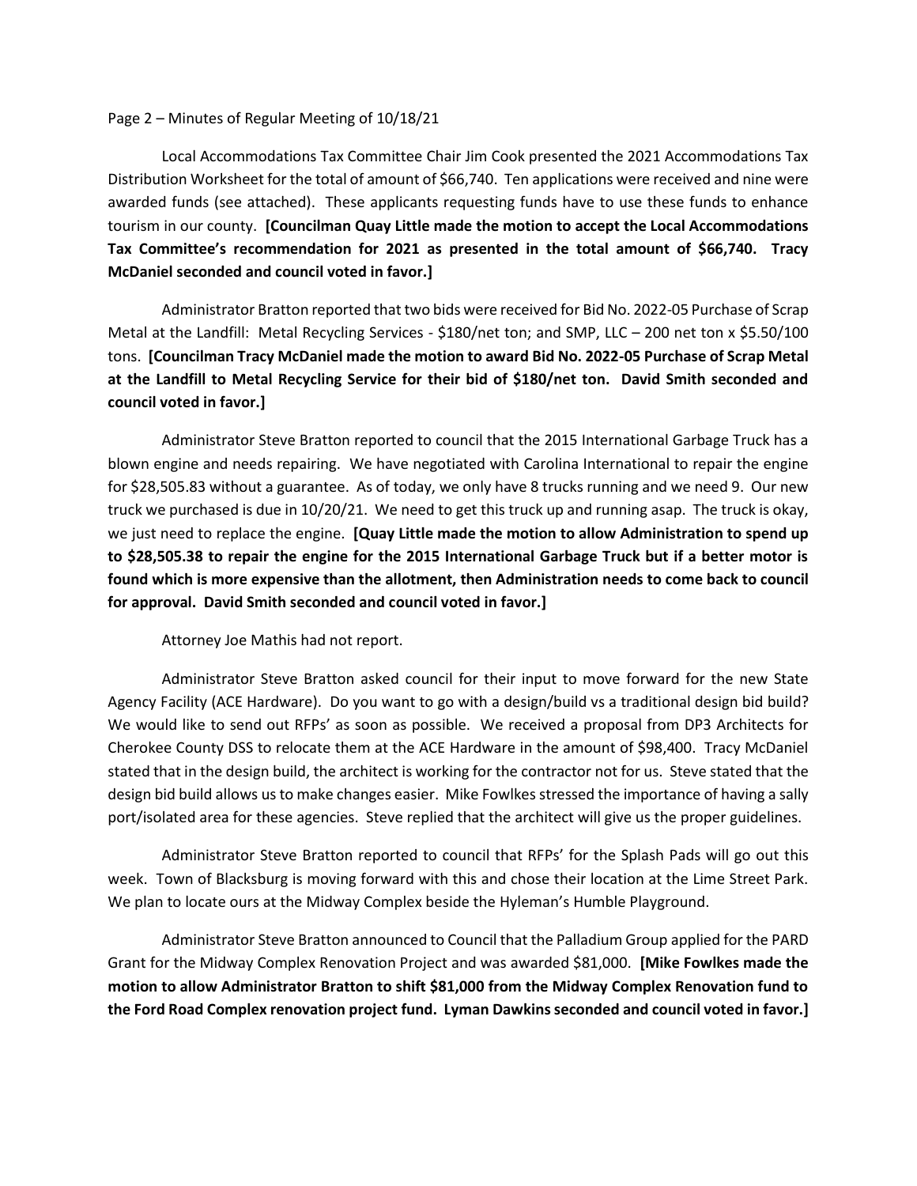Page 2 – Minutes of Regular Meeting of 10/18/21

Local Accommodations Tax Committee Chair Jim Cook presented the 2021 Accommodations Tax Distribution Worksheet for the total of amount of $66,740. Ten applications were received and nine were awarded funds (see attached). These applicants requesting funds have to use these funds to enhance tourism in our county. **[Councilman Quay Little made the motion to accept the Local Accommodations Tax Committee's recommendation for 2021 as presented in the total amount of $66,740. Tracy McDaniel seconded and council voted in favor.]**

Administrator Bratton reported that two bids were received for Bid No. 2022-05 Purchase of Scrap Metal at the Landfill: Metal Recycling Services - $180/net ton; and SMP, LLC – 200 net ton x $5.50/100 tons. **[Councilman Tracy McDaniel made the motion to award Bid No. 2022-05 Purchase of Scrap Metal at the Landfill to Metal Recycling Service for their bid of $180/net ton. David Smith seconded and council voted in favor.]**

Administrator Steve Bratton reported to council that the 2015 International Garbage Truck has a blown engine and needs repairing. We have negotiated with Carolina International to repair the engine for $28,505.83 without a guarantee. As of today, we only have 8 trucks running and we need 9. Our new truck we purchased is due in 10/20/21. We need to get this truck up and running asap. The truck is okay, we just need to replace the engine. **[Quay Little made the motion to allow Administration to spend up to $28,505.38 to repair the engine for the 2015 International Garbage Truck but if a better motor is found which is more expensive than the allotment, then Administration needs to come back to council for approval. David Smith seconded and council voted in favor.]**

Attorney Joe Mathis had not report.

Administrator Steve Bratton asked council for their input to move forward for the new State Agency Facility (ACE Hardware). Do you want to go with a design/build vs a traditional design bid build? We would like to send out RFPs' as soon as possible. We received a proposal from DP3 Architects for Cherokee County DSS to relocate them at the ACE Hardware in the amount of $98,400. Tracy McDaniel stated that in the design build, the architect is working for the contractor not for us. Steve stated that the design bid build allows us to make changes easier. Mike Fowlkes stressed the importance of having a sally port/isolated area for these agencies. Steve replied that the architect will give us the proper guidelines.

Administrator Steve Bratton reported to council that RFPs' for the Splash Pads will go out this week. Town of Blacksburg is moving forward with this and chose their location at the Lime Street Park. We plan to locate ours at the Midway Complex beside the Hyleman's Humble Playground.

Administrator Steve Bratton announced to Council that the Palladium Group applied for the PARD Grant for the Midway Complex Renovation Project and was awarded $81,000. **[Mike Fowlkes made the motion to allow Administrator Bratton to shift $81,000 from the Midway Complex Renovation fund to the Ford Road Complex renovation project fund. Lyman Dawkins seconded and council voted in favor.]**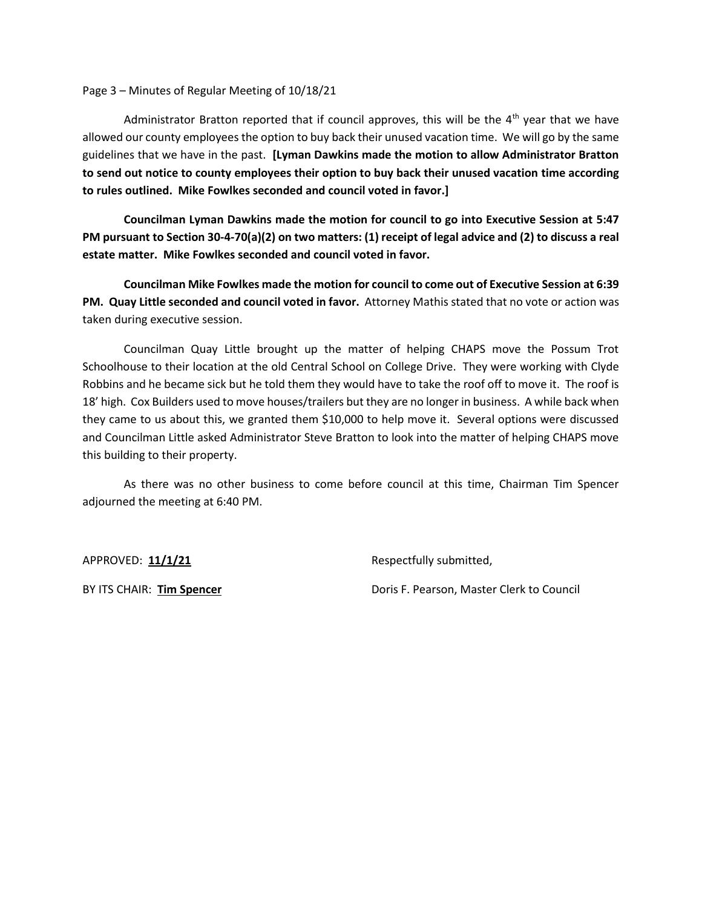Page 3 – Minutes of Regular Meeting of 10/18/21

Administrator Bratton reported that if council approves, this will be the 4th year that we have allowed our county employees the option to buy back their unused vacation time. We will go by the same guidelines that we have in the past. **[Lyman Dawkins made the motion to allow Administrator Bratton to send out notice to county employees their option to buy back their unused vacation time according to rules outlined. Mike Fowlkes seconded and council voted in favor.]**

**Councilman Lyman Dawkins made the motion for council to go into Executive Session at 5:47 PM pursuant to Section 30-4-70(a)(2) on two matters: (1) receipt of legal advice and (2) to discuss a real estate matter. Mike Fowlkes seconded and council voted in favor.**

**Councilman Mike Fowlkes made the motion for council to come out of Executive Session at 6:39 PM. Quay Little seconded and council voted in favor.** Attorney Mathis stated that no vote or action was taken during executive session.

Councilman Quay Little brought up the matter of helping CHAPS move the Possum Trot Schoolhouse to their location at the old Central School on College Drive. They were working with Clyde Robbins and he became sick but he told them they would have to take the roof off to move it. The roof is 18' high. Cox Builders used to move houses/trailers but they are no longer in business. A while back when they came to us about this, we granted them $10,000 to help move it. Several options were discussed and Councilman Little asked Administrator Steve Bratton to look into the matter of helping CHAPS move this building to their property.

As there was no other business to come before council at this time, Chairman Tim Spencer adjourned the meeting at 6:40 PM.

APPROVED: **11/1/21**

BY ITS CHAIR: **Tim Spencer**

Respectfully submitted,

Doris F. Pearson, Master Clerk to Council